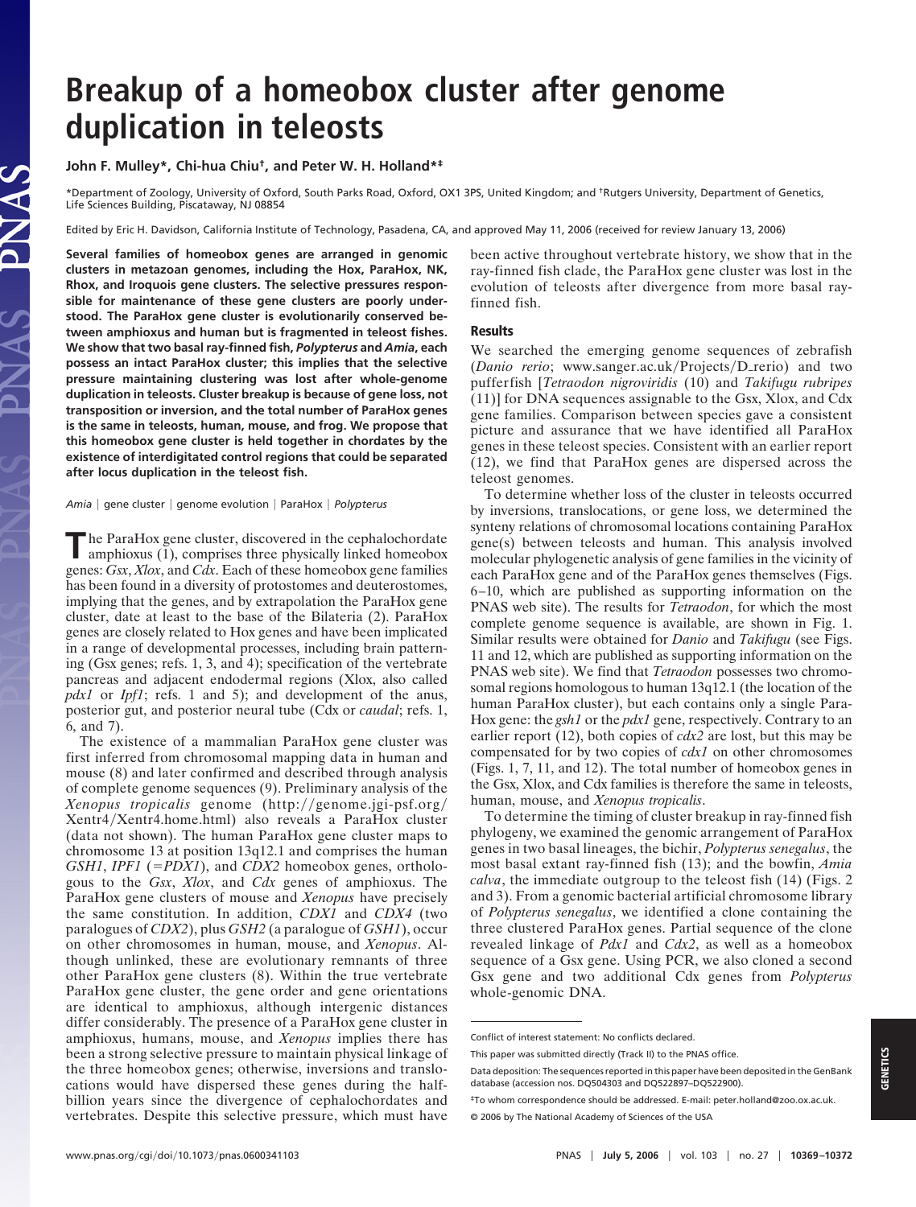# Breakup of a homeobox cluster after genome duplication in teleosts

**John F. Mulley*, Chi-hua Chiu†, and Peter W. H. Holland*‡**

*Department of Zoology, University of Oxford, South Parks Road, Oxford, OX1 3PS, United Kingdom; and †Rutgers University, Department of Genetics, Life Sciences Building, Piscataway, NJ 08854

Edited by Eric H. Davidson, California Institute of Technology, Pasadena, CA, and approved May 11, 2006 (received for review January 13, 2006)

**Several families of homeobox genes are arranged in genomic clusters in metazoan genomes, including the Hox, ParaHox, NK, Rhox, and Iroquois gene clusters. The selective pressures responsible for maintenance of these gene clusters are poorly understood. The ParaHox gene cluster is evolutionarily conserved between amphioxus and human but is fragmented in teleost fishes. We show that two basal ray-finned fish, *Polypterus* and *Amia*, each possess an intact ParaHox cluster; this implies that the selective pressure maintaining clustering was lost after whole-genome duplication in teleosts. Cluster breakup is because of gene loss, not transposition or inversion, and the total number of ParaHox genes is the same in teleosts, human, mouse, and frog. We propose that this homeobox gene cluster is held together in chordates by the existence of interdigitated control regions that could be separated after locus duplication in the teleost fish.**

*Amia* | gene cluster | genome evolution | ParaHox | *Polypterus*

The ParaHox gene cluster, discovered in the cephalochordate amphioxus (1), comprises three physically linked homeobox genes: *Gsx*, *Xlox*, and *Cdx*. Each of these homeobox gene families has been found in a diversity of protostomes and deuterostomes, implying that the genes, and by extrapolation the ParaHox gene cluster, date at least to the base of the Bilateria (2). ParaHox genes are closely related to Hox genes and have been implicated in a range of developmental processes, including brain patterning (Gsx genes; refs. 1, 3, and 4); specification of the vertebrate pancreas and adjacent endodermal regions (Xlox, also called *pdx1* or *Ipf1*; refs. 1 and 5); and development of the anus, posterior gut, and posterior neural tube (Cdx or *caudal*; refs. 1, 6, and 7).

The existence of a mammalian ParaHox gene cluster was first inferred from chromosomal mapping data in human and mouse (8) and later confirmed and described through analysis of complete genome sequences (9). Preliminary analysis of the *Xenopus tropicalis* genome (http://genome.jgi-psf.org/Xentr4/Xentr4.home.html) also reveals a ParaHox cluster (data not shown). The human ParaHox gene cluster maps to chromosome 13 at position 13q12.1 and comprises the human *GSH1*, *IPF1* (=*PDX1*), and *CDX2* homeobox genes, orthologous to the *Gsx*, *Xlox*, and *Cdx* genes of amphioxus. The ParaHox gene clusters of mouse and *Xenopus* have precisely the same constitution. In addition, *CDX1* and *CDX4* (two paralogues of *CDX2*), plus *GSH2* (a paralogue of *GSH1*), occur on other chromosomes in human, mouse, and *Xenopus*. Although unlinked, these are evolutionary remnants of three other ParaHox gene clusters (8). Within the true vertebrate ParaHox gene cluster, the gene order and gene orientations are identical to amphioxus, although intergenic distances differ considerably. The presence of a ParaHox gene cluster in amphioxus, humans, mouse, and *Xenopus* implies there has been a strong selective pressure to maintain physical linkage of the three homeobox genes; otherwise, inversions and translocations would have dispersed these genes during the half-billion years since the divergence of cephalochordates and vertebrates. Despite this selective pressure, which must have been active throughout vertebrate history, we show that in the ray-finned fish clade, the ParaHox gene cluster was lost in the evolution of teleosts after divergence from more basal ray-finned fish.

## Results

We searched the emerging genome sequences of zebrafish (*Danio rerio*; www.sanger.ac.uk/Projects/D_rerio) and two pufferfish [*Tetraodon nigroviridis* (10) and *Takifugu rubripes* (11)] for DNA sequences assignable to the Gsx, Xlox, and Cdx gene families. Comparison between species gave a consistent picture and assurance that we have identified all ParaHox genes in these teleost species. Consistent with an earlier report (12), we find that ParaHox genes are dispersed across the teleost genomes.

To determine whether loss of the cluster in teleosts occurred by inversions, translocations, or gene loss, we determined the synteny relations of chromosomal locations containing ParaHox gene(s) between teleosts and human. This analysis involved molecular phylogenetic analysis of gene families in the vicinity of each ParaHox gene and of the ParaHox genes themselves (Figs. 6–10, which are published as supporting information on the PNAS web site). The results for *Tetraodon*, for which the most complete genome sequence is available, are shown in Fig. 1. Similar results were obtained for *Danio* and *Takifugu* (see Figs. 11 and 12, which are published as supporting information on the PNAS web site). We find that *Tetraodon* possesses two chromosomal regions homologous to human 13q12.1 (the location of the human ParaHox cluster), but each contains only a single ParaHox gene: the *gsh1* or the *pdx1* gene, respectively. Contrary to an earlier report (12), both copies of *cdx2* are lost, but this may be compensated for by two copies of *cdx1* on other chromosomes (Figs. 1, 7, 11, and 12). The total number of homeobox genes in the Gsx, Xlox, and Cdx families is therefore the same in teleosts, human, mouse, and *Xenopus tropicalis*.

To determine the timing of cluster breakup in ray-finned fish phylogeny, we examined the genomic arrangement of ParaHox genes in two basal lineages, the bichir, *Polypterus senegalus*, the most basal extant ray-finned fish (13); and the bowfin, *Amia calva*, the immediate outgroup to the teleost fish (14) (Figs. 2 and 3). From a genomic bacterial artificial chromosome library of *Polypterus senegalus*, we identified a clone containing the three clustered ParaHox genes. Partial sequence of the clone revealed linkage of *Pdx1* and *Cdx2*, as well as a homeobox sequence of a Gsx gene. Using PCR, we also cloned a second Gsx gene and two additional Cdx genes from *Polypterus* whole-genomic DNA.

Conflict of interest statement: No conflicts declared.

This paper was submitted directly (Track II) to the PNAS office.

Data deposition: The sequences reported in this paper have been deposited in the GenBank database (accession nos. DQ504303 and DQ522897–DQ522900).

‡To whom correspondence should be addressed. E-mail: peter.holland@zoo.ox.ac.uk.

© 2006 by The National Academy of Sciences of the USA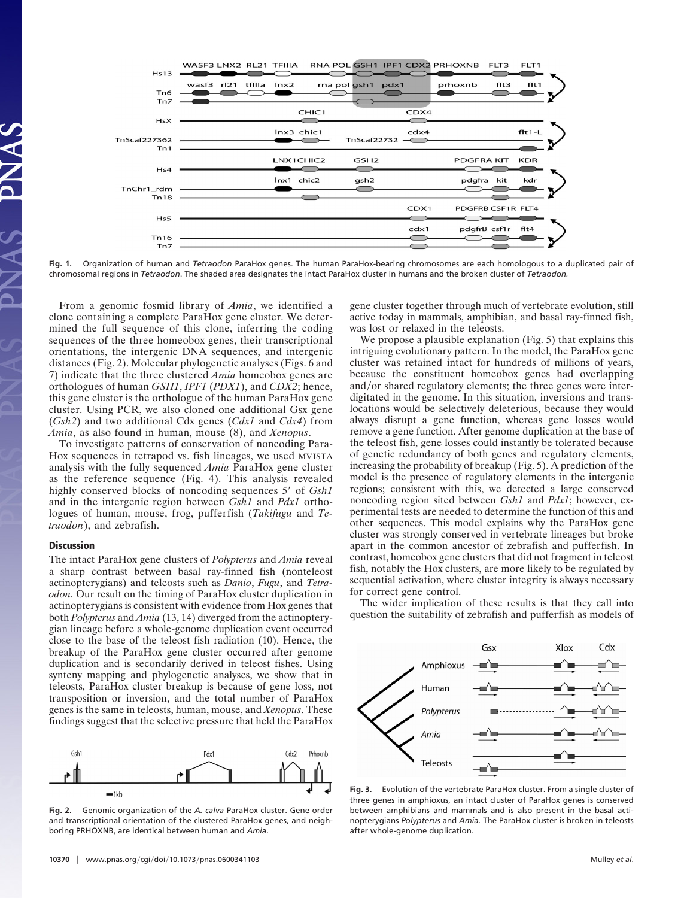Fig. 1. Organization of human and *Tetraodon* ParaHox genes. The human ParaHox-bearing chromosomes are each homologous to a duplicated pair of chromosomal regions in *Tetraodon*. The shaded area designates the intact ParaHox cluster in humans and the broken cluster of *Tetraodon*.

From a genomic fosmid library of *Amia*, we identified a clone containing a complete ParaHox gene cluster. We determined the full sequence of this clone, inferring the coding sequences of the three homeobox genes, their transcriptional orientations, the intergenic DNA sequences, and intergenic distances (Fig. 2). Molecular phylogenetic analyses (Figs. 6 and 7) indicate that the three clustered *Amia* homeobox genes are orthologues of human *GSH1*, *IPF1* (*PDX1*), and *CDX2*; hence, this gene cluster is the orthologue of the human ParaHox gene cluster. Using PCR, we also cloned one additional Gsx gene (*Gsh2*) and two additional Cdx genes (*Cdx1* and *Cdx4*) from *Amia*, as also found in human, mouse (8), and *Xenopus*.

To investigate patterns of conservation of noncoding ParaHox sequences in tetrapod vs. fish lineages, we used MVISTA analysis with the fully sequenced *Amia* ParaHox gene cluster as the reference sequence (Fig. 4). This analysis revealed highly conserved blocks of noncoding sequences 5′ of *Gsh1* and in the intergenic region between *Gsh1* and *Pdx1* orthologues of human, mouse, frog, pufferfish (*Takifugu* and *Tetraodon*), and zebrafish.

## Discussion

The intact ParaHox gene clusters of *Polypterus* and *Amia* reveal a sharp contrast between basal ray-finned fish (nonteleost actinopterygians) and teleosts such as *Danio*, *Fugu*, and *Tetraodon.* Our result on the timing of ParaHox cluster duplication in actinopterygians is consistent with evidence from Hox genes that both *Polypterus* and *Amia* (13, 14) diverged from the actinopterygian lineage before a whole-genome duplication event occurred close to the base of the teleost fish radiation (10). Hence, the breakup of the ParaHox gene cluster occurred after genome duplication and is secondarily derived in teleost fishes. Using synteny mapping and phylogenetic analyses, we show that in teleosts, ParaHox cluster breakup is because of gene loss, not transposition or inversion, and the total number of ParaHox genes is the same in teleosts, human, mouse, and *Xenopus*. These findings suggest that the selective pressure that held the ParaHox gene cluster together through much of vertebrate evolution, still active today in mammals, amphibian, and basal ray-finned fish, was lost or relaxed in the teleosts.

We propose a plausible explanation (Fig. 5) that explains this intriguing evolutionary pattern. In the model, the ParaHox gene cluster was retained intact for hundreds of millions of years, because the constituent homeobox genes had overlapping and/or shared regulatory elements; the three genes were interdigitated in the genome. In this situation, inversions and translocations would be selectively deleterious, because they would always disrupt a gene function, whereas gene losses would remove a gene function. After genome duplication at the base of the teleost fish, gene losses could instantly be tolerated because of genetic redundancy of both genes and regulatory elements, increasing the probability of breakup (Fig. 5). A prediction of the model is the presence of regulatory elements in the intergenic regions; consistent with this, we detected a large conserved noncoding region sited between *Gsh1* and *Pdx1*; however, experimental tests are needed to determine the function of this and other sequences. This model explains why the ParaHox gene cluster was strongly conserved in vertebrate lineages but broke apart in the common ancestor of zebrafish and pufferfish. In contrast, homeobox gene clusters that did not fragment in teleost fish, notably the Hox clusters, are more likely to be regulated by sequential activation, where cluster integrity is always necessary for correct gene control.

The wider implication of these results is that they call into question the suitability of zebrafish and pufferfish as models of

Fig. 2. Genomic organization of the *A. calva* ParaHox cluster. Gene order and transcriptional orientation of the clustered ParaHox genes, and neighboring PRHOXNB, are identical between human and *Amia*.

Fig. 3. Evolution of the vertebrate ParaHox cluster. From a single cluster of three genes in amphioxus, an intact cluster of ParaHox genes is conserved between amphibians and mammals and is also present in the basal actinopterygians *Polypterus* and *Amia*. The ParaHox cluster is broken in teleosts after whole-genome duplication.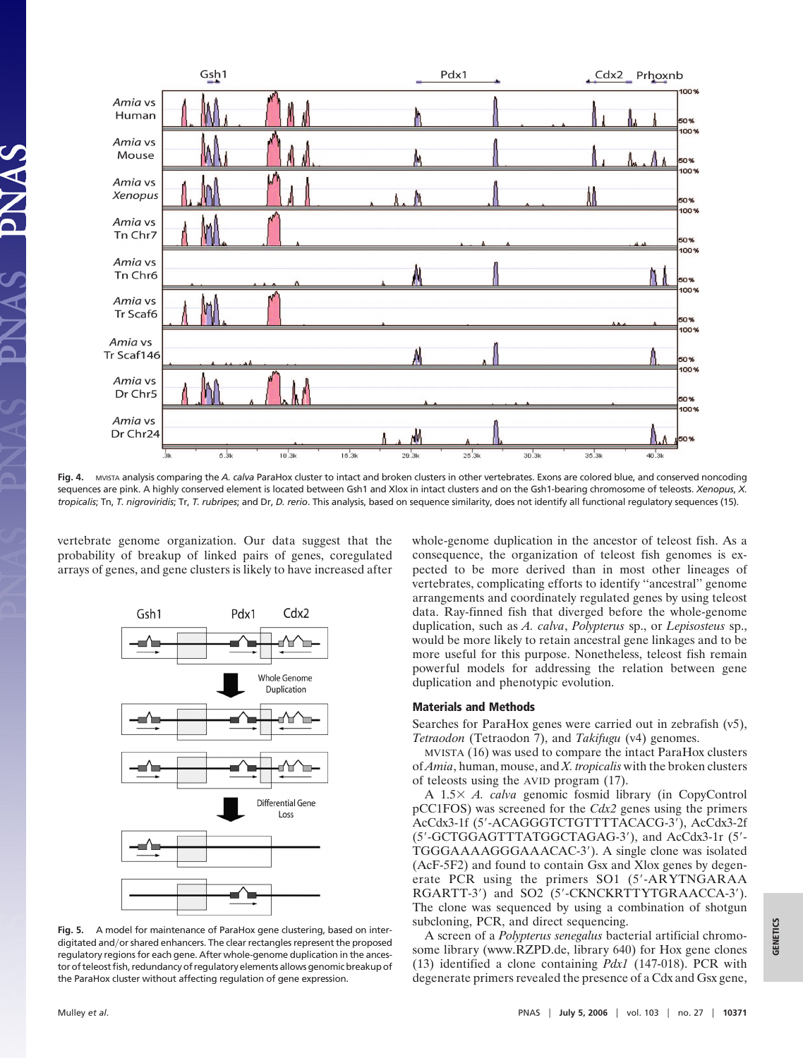**Fig. 4.** MVISTA analysis comparing the *A. calva* ParaHox cluster to intact and broken clusters in other vertebrates. Exons are colored blue, and conserved noncoding sequences are pink. A highly conserved element is located between Gsh1 and Xlox in intact clusters and on the Gsh1-bearing chromosome of teleosts. *Xenopus*, *X. tropicalis*; Tn, *T. nigroviridis*; Tr, *T. rubripes*; and Dr, *D. rerio*. This analysis, based on sequence similarity, does not identify all functional regulatory sequences (15).

vertebrate genome organization. Our data suggest that the probability of breakup of linked pairs of genes, coregulated arrays of genes, and gene clusters is likely to have increased after whole-genome duplication in the ancestor of teleost fish. As a consequence, the organization of teleost fish genomes is expected to be more derived than in most other lineages of vertebrates, complicating efforts to identify "ancestral" genome arrangements and coordinately regulated genes by using teleost data. Ray-finned fish that diverged before the whole-genome duplication, such as *A. calva*, *Polypterus* sp., or *Lepisosteus* sp., would be more likely to retain ancestral gene linkages and to be more useful for this purpose. Nonetheless, teleost fish remain powerful models for addressing the relation between gene duplication and phenotypic evolution.

**Fig. 5.** A model for maintenance of ParaHox gene clustering, based on interdigitated and/or shared enhancers. The clear rectangles represent the proposed regulatory regions for each gene. After whole-genome duplication in the ancestor of teleost fish, redundancy of regulatory elements allows genomic breakup of the ParaHox cluster without affecting regulation of gene expression.

## Materials and Methods

Searches for ParaHox genes were carried out in zebrafish (v5), *Tetraodon* (Tetraodon 7), and *Takifugu* (v4) genomes.

MVISTA (16) was used to compare the intact ParaHox clusters of *Amia*, human, mouse, and *X. tropicalis* with the broken clusters of teleosts using the AVID program (17).

A 1.5× *A. calva* genomic fosmid library (in CopyControl pCC1FOS) was screened for the *Cdx2* genes using the primers AcCdx3-1f (5′-ACAGGGTCTGTTTTACACG-3′), AcCdx3-2f (5′-GCTGGAGTTTATGGCTAGAG-3′), and AcCdx3-1r (5′-TGGGAAAAGGGAAACAC-3′). A single clone was isolated (AcF-5F2) and found to contain Gsx and Xlox genes by degenerate PCR using the primers SO1 (5′-ARYTNGARAARGARTT-3′) and SO2 (5′-CKNCKRTTYTGRAACCA-3′). The clone was sequenced by using a combination of shotgun subcloning, PCR, and direct sequencing.

A screen of a *Polypterus senegalus* bacterial artificial chromosome library (www.RZPD.de, library 640) for Hox gene clones (13) identified a clone containing *Pdx1* (147-018). PCR with degenerate primers revealed the presence of a Cdx and Gsx gene,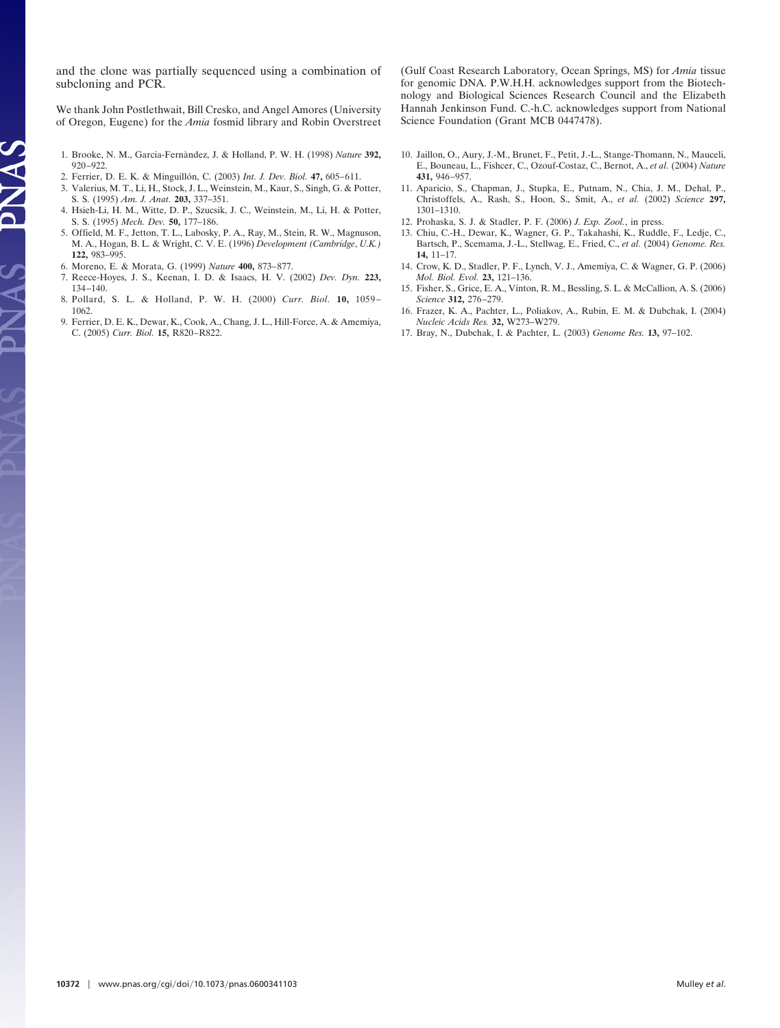and the clone was partially sequenced using a combination of subcloning and PCR.

We thank John Postlethwait, Bill Cresko, and Angel Amores (University of Oregon, Eugene) for the *Amia* fosmid library and Robin Overstreet (Gulf Coast Research Laboratory, Ocean Springs, MS) for *Amia* tissue for genomic DNA. P.W.H.H. acknowledges support from the Biotechnology and Biological Sciences Research Council and the Elizabeth Hannah Jenkinson Fund. C.-h.C. acknowledges support from National Science Foundation (Grant MCB 0447478).

1. Brooke, N. M., Garcia-Fernàndez, J. & Holland, P. W. H. (1998) *Nature* **392,** 920–922.
2. Ferrier, D. E. K. & Minguillón, C. (2003) *Int. J. Dev. Biol.* **47,** 605–611.
3. Valerius, M. T., Li, H., Stock, J. L., Weinstein, M., Kaur, S., Singh, G. & Potter, S. S. (1995) *Am. J. Anat.* **203,** 337–351.
4. Hsieh-Li, H. M., Witte, D. P., Szucsik, J. C., Weinstein, M., Li, H. & Potter, S. S. (1995) *Mech. Dev.* **50,** 177–186.
5. Offield, M. F., Jetton, T. L., Labosky, P. A., Ray, M., Stein, R. W., Magnuson, M. A., Hogan, B. L. & Wright, C. V. E. (1996) *Development (Cambridge, U.K.)* **122,** 983–995.
6. Moreno, E. & Morata, G. (1999) *Nature* **400,** 873–877.
7. Reece-Hoyes, J. S., Keenan, I. D. & Isaacs, H. V. (2002) *Dev. Dyn.* **223,** 134–140.
8. Pollard, S. L. & Holland, P. W. H. (2000) *Curr. Biol.* **10,** 1059–1062.
9. Ferrier, D. E. K., Dewar, K., Cook, A., Chang, J. L., Hill-Force, A. & Amemiya, C. (2005) *Curr. Biol.* **15,** R820–R822.
10. Jaillon, O., Aury, J.-M., Brunet, F., Petit, J.-L., Stange-Thomann, N., Mauceli, E., Bouneau, L., Fishcer, C., Ozouf-Costaz, C., Bernot, A., *et al.* (2004) *Nature* **431,** 946–957.
11. Aparicio, S., Chapman, J., Stupka, E., Putnam, N., Chia, J. M., Dehal, P., Christoffels, A., Rash, S., Hoon, S., Smit, A., *et al.* (2002) *Science* **297,** 1301–1310.
12. Prohaska, S. J. & Stadler, P. F. (2006) *J. Exp. Zool.*, in press.
13. Chiu, C.-H., Dewar, K., Wagner, G. P., Takahashi, K., Ruddle, F., Ledje, C., Bartsch, P., Scemama, J.-L., Stellwag, E., Fried, C., *et al.* (2004) *Genome. Res.* **14,** 11–17.
14. Crow, K. D., Stadler, P. F., Lynch, V. J., Amemiya, C. & Wagner, G. P. (2006) *Mol. Biol. Evol.* **23,** 121–136.
15. Fisher, S., Grice, E. A., Vinton, R. M., Bessling, S. L. & McCallion, A. S. (2006) *Science* **312,** 276–279.
16. Frazer, K. A., Pachter, L., Poliakov, A., Rubin, E. M. & Dubchak, I. (2004) *Nucleic Acids Res.* **32,** W273–W279.
17. Bray, N., Dubchak, I. & Pachter, L. (2003) *Genome Res.* **13,** 97–102.